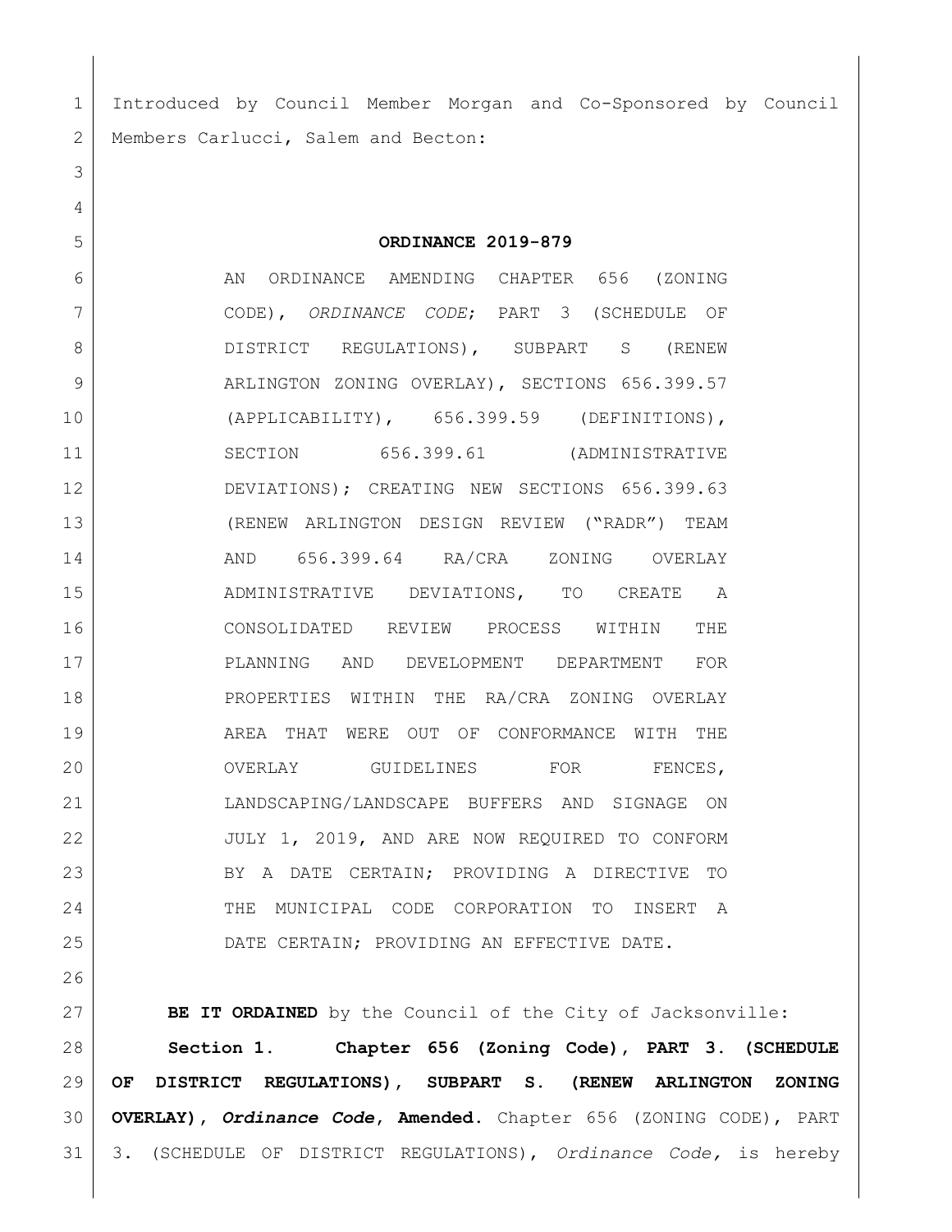Introduced by Council Member Morgan and Co-Sponsored by Council Members Carlucci, Salem and Becton:

**ORDINANCE 2019-879**

AN ORDINANCE AMENDING CHAPTER 656 (ZONING CODE), *ORDINANCE CODE*; PART 3 (SCHEDULE OF DISTRICT REGULATIONS), SUBPART S (RENEW ARLINGTON ZONING OVERLAY), SECTIONS 656.399.57 (APPLICABILITY), 656.399.59 (DEFINITIONS), SECTION 656.399.61 (ADMINISTRATIVE DEVIATIONS); CREATING NEW SECTIONS 656.399.63 (RENEW ARLINGTON DESIGN REVIEW ("RADR") TEAM AND 656.399.64 RA/CRA ZONING OVERLAY ADMINISTRATIVE DEVIATIONS, TO CREATE A CONSOLIDATED REVIEW PROCESS WITHIN THE PLANNING AND DEVELOPMENT DEPARTMENT FOR PROPERTIES WITHIN THE RA/CRA ZONING OVERLAY AREA THAT WERE OUT OF CONFORMANCE WITH THE OVERLAY GUIDELINES FOR FENCES, LANDSCAPING/LANDSCAPE BUFFERS AND SIGNAGE ON JULY 1, 2019, AND ARE NOW REQUIRED TO CONFORM BY A DATE CERTAIN; PROVIDING A DIRECTIVE TO THE MUNICIPAL CODE CORPORATION TO INSERT A DATE CERTAIN; PROVIDING AN EFFECTIVE DATE.

**BE IT ORDAINED** by the Council of the City of Jacksonville:

**Section 1. Chapter 656 (Zoning Code), PART 3. (SCHEDULE OF DISTRICT REGULATIONS), SUBPART S. (RENEW ARLINGTON ZONING OVERLAY), *Ordinance Code*, Amended.** Chapter 656 (ZONING CODE), PART 3. (SCHEDULE OF DISTRICT REGULATIONS), *Ordinance Code,* is hereby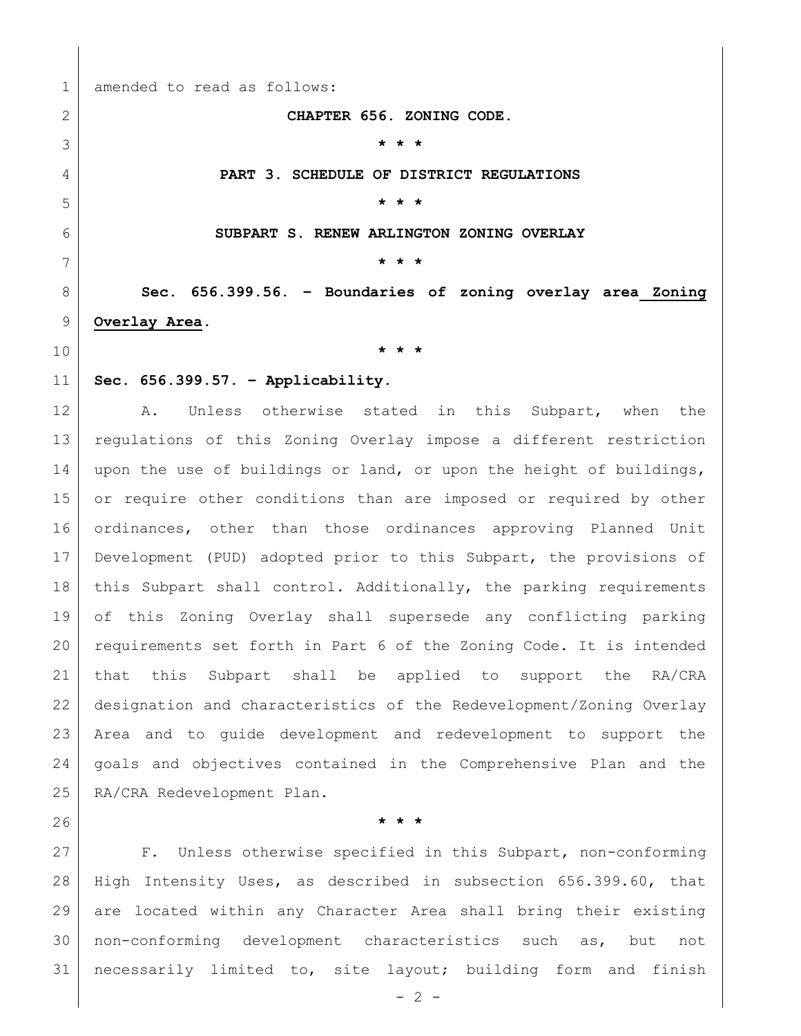amended to read as follows:

**CHAPTER 656. ZONING CODE.**

**\* \* \***

**PART 3. SCHEDULE OF DISTRICT REGULATIONS**

**\* \* \***

**SUBPART S. RENEW ARLINGTON ZONING OVERLAY**

**\* \* \***

**Sec. 656.399.56. – Boundaries of zoning overlay area Zoning Overlay Area.**

**\* \* \***

**Sec. 656.399.57. – Applicability.**

A. Unless otherwise stated in this Subpart, when the regulations of this Zoning Overlay impose a different restriction upon the use of buildings or land, or upon the height of buildings, or require other conditions than are imposed or required by other ordinances, other than those ordinances approving Planned Unit Development (PUD) adopted prior to this Subpart, the provisions of this Subpart shall control. Additionally, the parking requirements of this Zoning Overlay shall supersede any conflicting parking requirements set forth in Part 6 of the Zoning Code. It is intended that this Subpart shall be applied to support the RA/CRA designation and characteristics of the Redevelopment/Zoning Overlay Area and to guide development and redevelopment to support the goals and objectives contained in the Comprehensive Plan and the RA/CRA Redevelopment Plan.

**\* \* \***

F. Unless otherwise specified in this Subpart, non-conforming High Intensity Uses, as described in subsection 656.399.60, that are located within any Character Area shall bring their existing non-conforming development characteristics such as, but not necessarily limited to, site layout; building form and finish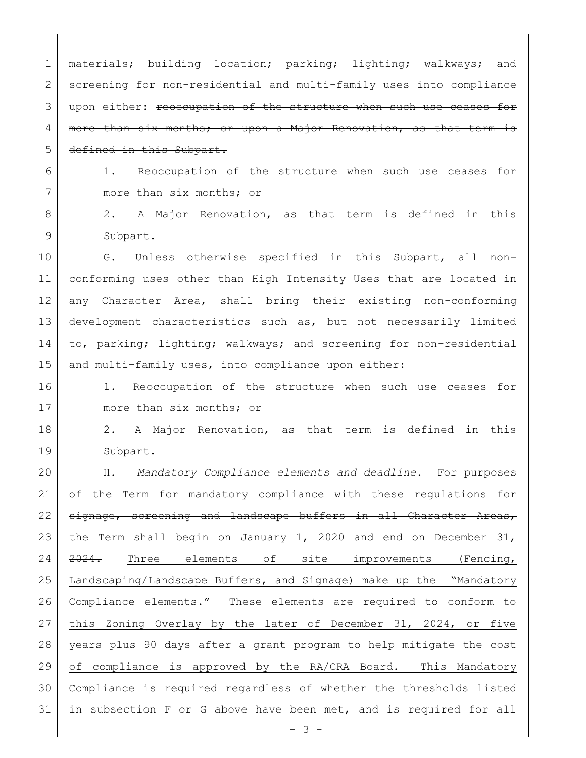materials; building location; parking; lighting; walkways; and screening for non-residential and multi-family uses into compliance upon either: ~~reoccupation of the structure when such use ceases for more than six months; or upon a Major Renovation, as that term is defined in this Subpart.~~

<u>1. Reoccupation of the structure when such use ceases for more than six months; or</u>

<u>2. A Major Renovation, as that term is defined in this Subpart.</u>

G. Unless otherwise specified in this Subpart, all non-conforming uses other than High Intensity Uses that are located in any Character Area, shall bring their existing non-conforming development characteristics such as, but not necessarily limited to, parking; lighting; walkways; and screening for non-residential and multi-family uses, into compliance upon either:

1. Reoccupation of the structure when such use ceases for more than six months; or

2. A Major Renovation, as that term is defined in this Subpart.

H. <u>*Mandatory Compliance elements and deadline.*</u> ~~For purposes of the Term for mandatory compliance with these regulations for signage, screening and landscape buffers in all Character Areas, the Term shall begin on January 1, 2020 and end on December 31, 2024.~~ <u>Three elements of site improvements (Fencing, Landscaping/Landscape Buffers, and Signage) make up the "Mandatory Compliance elements." These elements are required to conform to this Zoning Overlay by the later of December 31, 2024, or five years plus 90 days after a grant program to help mitigate the cost of compliance is approved by the RA/CRA Board. This Mandatory Compliance is required regardless of whether the thresholds listed in subsection F or G above have been met, and is required for all</u>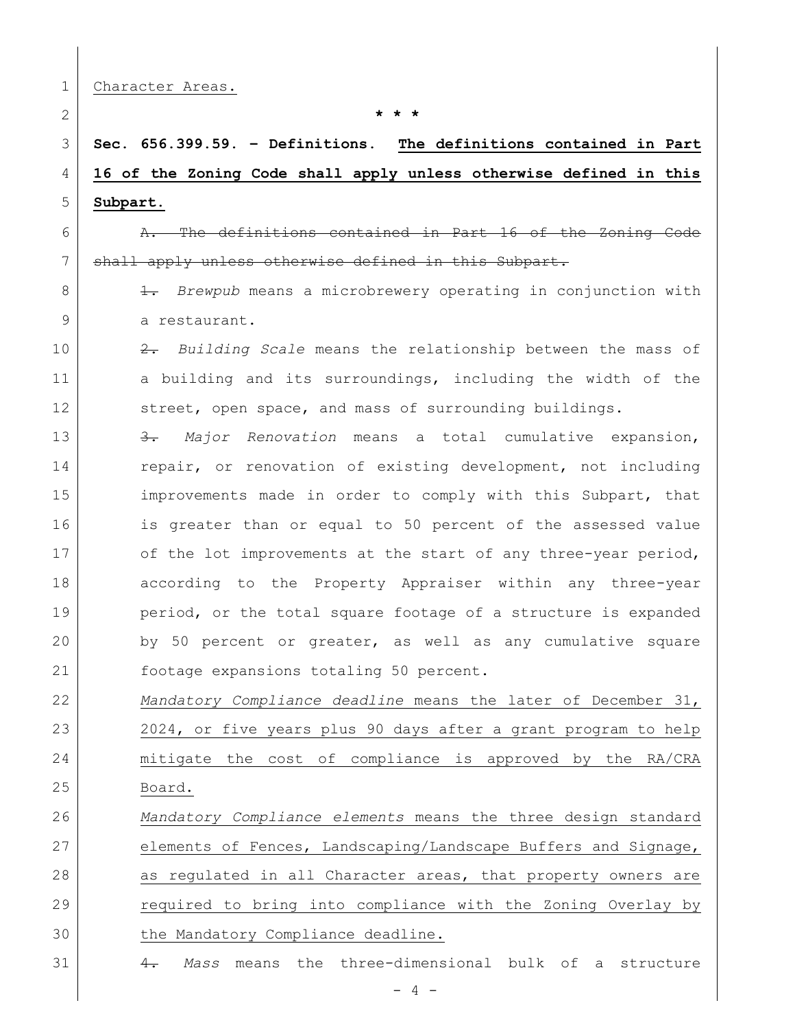<u>Character Areas.</u>

\* \* \*

**Sec. 656.399.59. – Definitions.** **<u>The definitions contained in Part 16 of the Zoning Code shall apply unless otherwise defined in this Subpart.</u>**

~~A. The definitions contained in Part 16 of the Zoning Code shall apply unless otherwise defined in this Subpart.~~

~~1.~~ *Brewpub* means a microbrewery operating in conjunction with a restaurant.

~~2.~~ *Building Scale* means the relationship between the mass of a building and its surroundings, including the width of the street, open space, and mass of surrounding buildings.

~~3.~~ *Major Renovation* means a total cumulative expansion, repair, or renovation of existing development, not including improvements made in order to comply with this Subpart, that is greater than or equal to 50 percent of the assessed value of the lot improvements at the start of any three-year period, according to the Property Appraiser within any three-year period, or the total square footage of a structure is expanded by 50 percent or greater, as well as any cumulative square footage expansions totaling 50 percent.

<u>*Mandatory Compliance deadline* means the later of December 31, 2024, or five years plus 90 days after a grant program to help mitigate the cost of compliance is approved by the RA/CRA Board.</u>

<u>*Mandatory Compliance elements* means the three design standard elements of Fences, Landscaping/Landscape Buffers and Signage, as regulated in all Character areas, that property owners are required to bring into compliance with the Zoning Overlay by the Mandatory Compliance deadline.</u>

~~4.~~ *Mass* means the three-dimensional bulk of a structure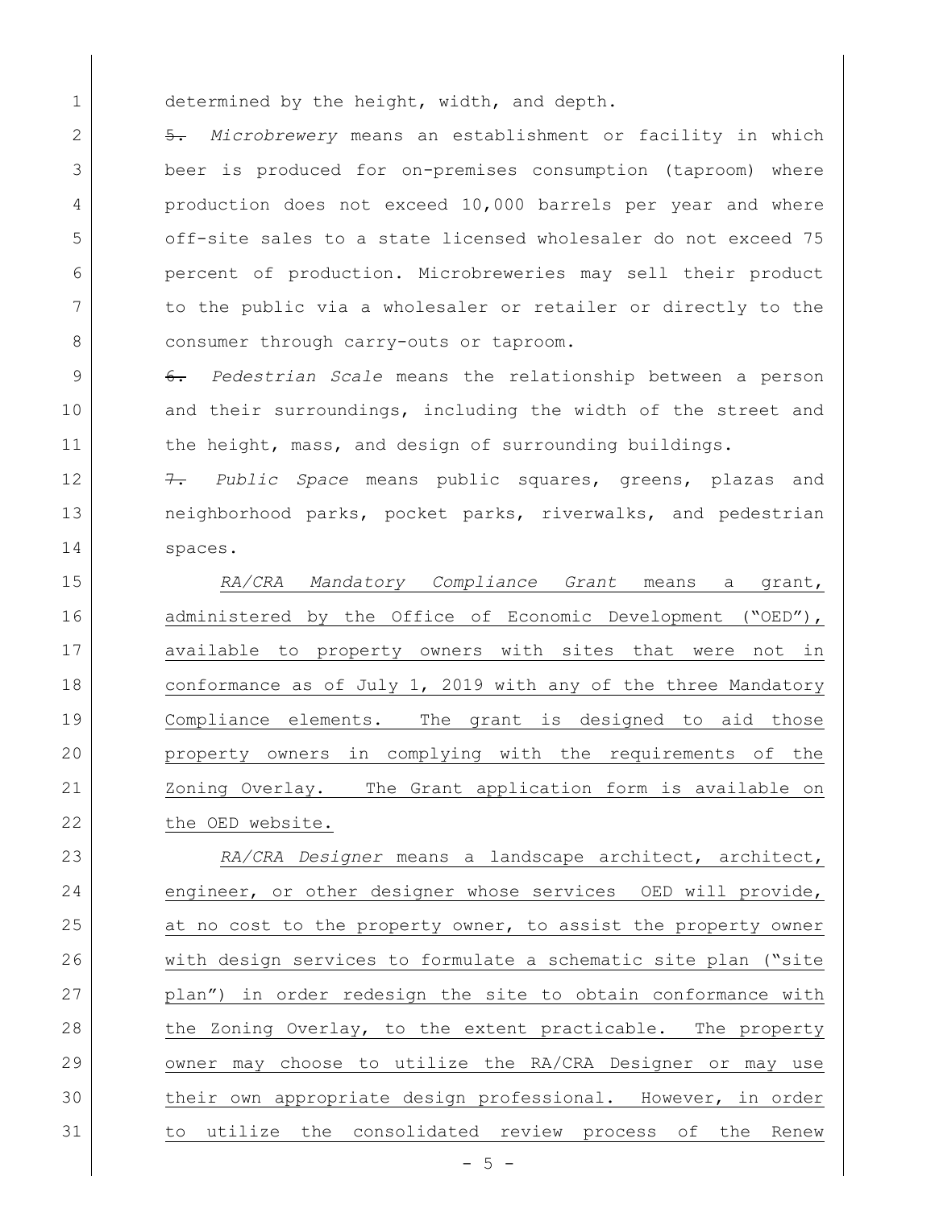determined by the height, width, and depth.

~~5.~~ *Microbrewery* means an establishment or facility in which beer is produced for on-premises consumption (taproom) where production does not exceed 10,000 barrels per year and where off-site sales to a state licensed wholesaler do not exceed 75 percent of production. Microbreweries may sell their product to the public via a wholesaler or retailer or directly to the consumer through carry-outs or taproom.

~~6.~~ *Pedestrian Scale* means the relationship between a person and their surroundings, including the width of the street and the height, mass, and design of surrounding buildings.

~~7.~~ *Public Space* means public squares, greens, plazas and neighborhood parks, pocket parks, riverwalks, and pedestrian spaces.

<u>*RA/CRA Mandatory Compliance Grant* means a grant, administered by the Office of Economic Development ("OED"), available to property owners with sites that were not in conformance as of July 1, 2019 with any of the three Mandatory Compliance elements. The grant is designed to aid those property owners in complying with the requirements of the Zoning Overlay. The Grant application form is available on the OED website.</u>

<u>*RA/CRA Designer* means a landscape architect, architect, engineer, or other designer whose services OED will provide, at no cost to the property owner, to assist the property owner with design services to formulate a schematic site plan ("site plan") in order redesign the site to obtain conformance with the Zoning Overlay, to the extent practicable. The property owner may choose to utilize the RA/CRA Designer or may use their own appropriate design professional. However, in order to utilize the consolidated review process of the Renew</u>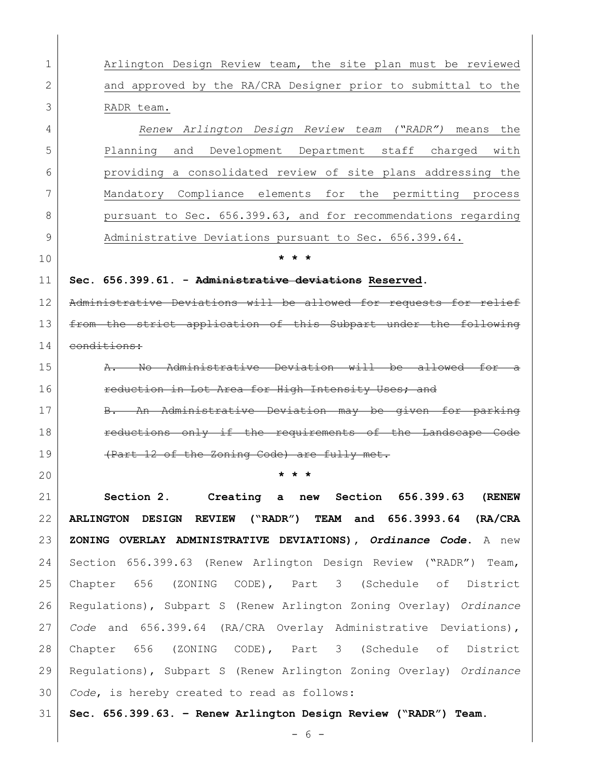Arlington Design Review team, the site plan must be reviewed and approved by the RA/CRA Designer prior to submittal to the RADR team.

*Renew Arlington Design Review team ("RADR")* means the Planning and Development Department staff charged with providing a consolidated review of site plans addressing the Mandatory Compliance elements for the permitting process pursuant to Sec. 656.399.63, and for recommendations regarding Administrative Deviations pursuant to Sec. 656.399.64.

\* \* \*

**Sec. 656.399.61. - ~~Administrative deviations~~ Reserved.**

~~Administrative Deviations will be allowed for requests for relief from the strict application of this Subpart under the following conditions:~~

~~A. No Administrative Deviation will be allowed for a reduction in Lot Area for High Intensity Uses; and~~

~~B. An Administrative Deviation may be given for parking reductions only if the requirements of the Landscape Code (Part 12 of the Zoning Code) are fully met.~~

\* \* \*

**Section 2. Creating a new Section 656.399.63 (RENEW ARLINGTON DESIGN REVIEW ("RADR") TEAM and 656.3993.64 (RA/CRA ZONING OVERLAY ADMINISTRATIVE DEVIATIONS), *Ordinance Code*.** A new Section 656.399.63 (Renew Arlington Design Review ("RADR") Team, Chapter 656 (ZONING CODE), Part 3 (Schedule of District Regulations), Subpart S (Renew Arlington Zoning Overlay) *Ordinance Code* and 656.399.64 (RA/CRA Overlay Administrative Deviations), Chapter 656 (ZONING CODE), Part 3 (Schedule of District Regulations), Subpart S (Renew Arlington Zoning Overlay) *Ordinance Code*, is hereby created to read as follows:

**Sec. 656.399.63. – Renew Arlington Design Review ("RADR") Team.**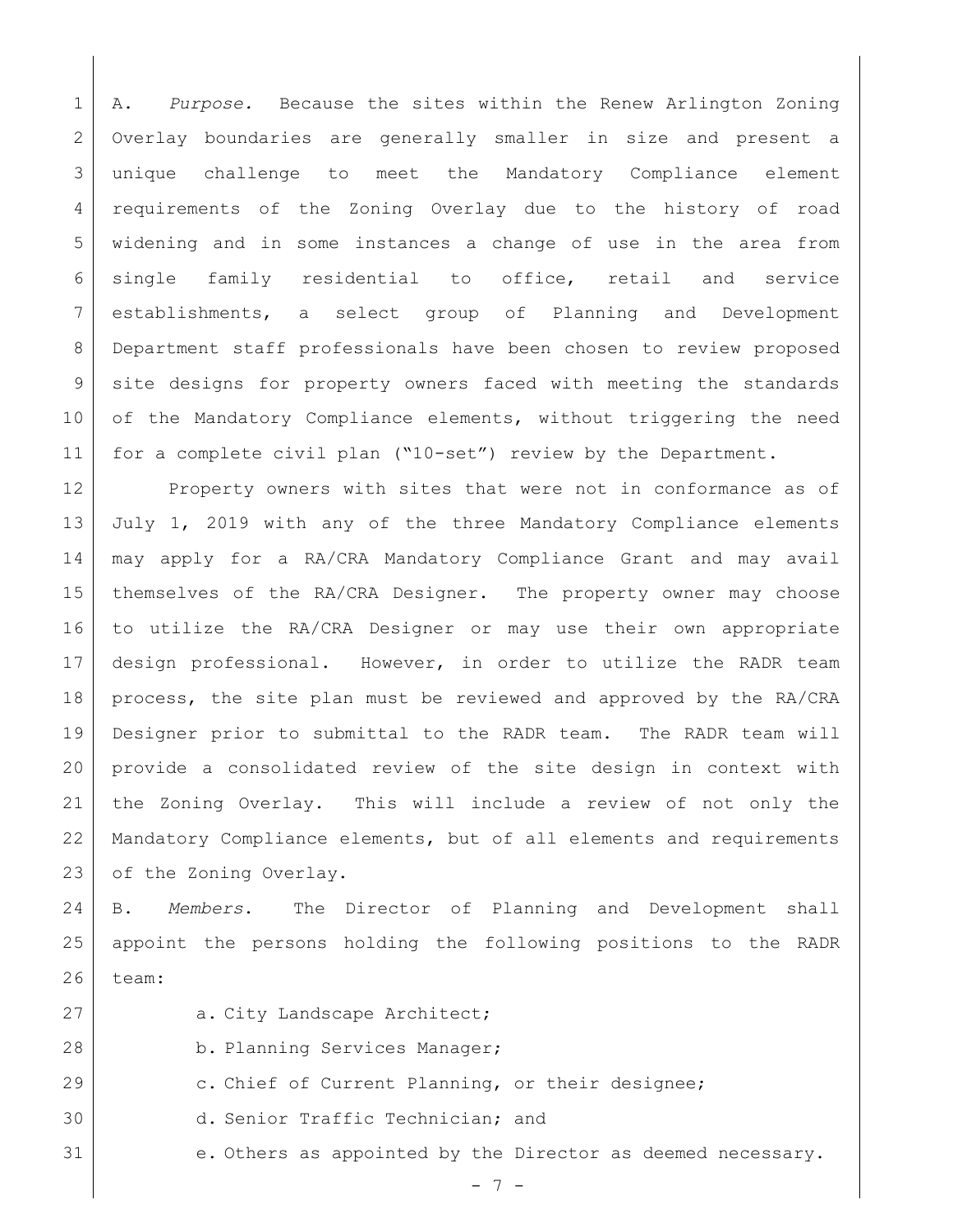A. *Purpose.* Because the sites within the Renew Arlington Zoning Overlay boundaries are generally smaller in size and present a unique challenge to meet the Mandatory Compliance element requirements of the Zoning Overlay due to the history of road widening and in some instances a change of use in the area from single family residential to office, retail and service establishments, a select group of Planning and Development Department staff professionals have been chosen to review proposed site designs for property owners faced with meeting the standards of the Mandatory Compliance elements, without triggering the need for a complete civil plan ("10-set") review by the Department.

Property owners with sites that were not in conformance as of July 1, 2019 with any of the three Mandatory Compliance elements may apply for a RA/CRA Mandatory Compliance Grant and may avail themselves of the RA/CRA Designer. The property owner may choose to utilize the RA/CRA Designer or may use their own appropriate design professional. However, in order to utilize the RADR team process, the site plan must be reviewed and approved by the RA/CRA Designer prior to submittal to the RADR team. The RADR team will provide a consolidated review of the site design in context with the Zoning Overlay. This will include a review of not only the Mandatory Compliance elements, but of all elements and requirements of the Zoning Overlay.

B. *Members*. The Director of Planning and Development shall appoint the persons holding the following positions to the RADR team:

a. City Landscape Architect;

b. Planning Services Manager;

c. Chief of Current Planning, or their designee;

d. Senior Traffic Technician; and

e. Others as appointed by the Director as deemed necessary.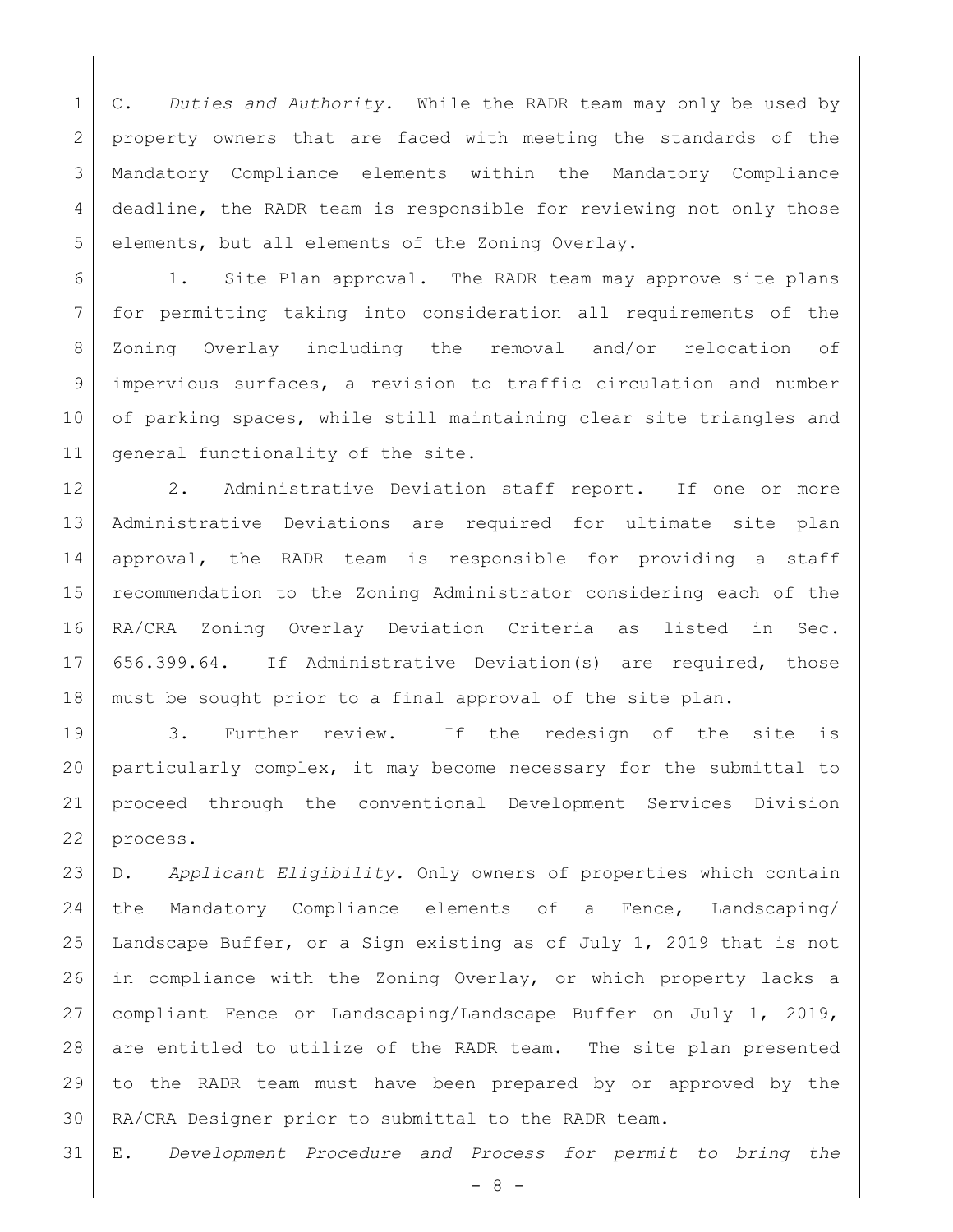C. *Duties and Authority.* While the RADR team may only be used by property owners that are faced with meeting the standards of the Mandatory Compliance elements within the Mandatory Compliance deadline, the RADR team is responsible for reviewing not only those elements, but all elements of the Zoning Overlay.

1. Site Plan approval. The RADR team may approve site plans for permitting taking into consideration all requirements of the Zoning Overlay including the removal and/or relocation of impervious surfaces, a revision to traffic circulation and number of parking spaces, while still maintaining clear site triangles and general functionality of the site.

2. Administrative Deviation staff report. If one or more Administrative Deviations are required for ultimate site plan approval, the RADR team is responsible for providing a staff recommendation to the Zoning Administrator considering each of the RA/CRA Zoning Overlay Deviation Criteria as listed in Sec. 656.399.64. If Administrative Deviation(s) are required, those must be sought prior to a final approval of the site plan.

3. Further review. If the redesign of the site is particularly complex, it may become necessary for the submittal to proceed through the conventional Development Services Division process.

D. *Applicant Eligibility.* Only owners of properties which contain the Mandatory Compliance elements of a Fence, Landscaping/ Landscape Buffer, or a Sign existing as of July 1, 2019 that is not in compliance with the Zoning Overlay, or which property lacks a compliant Fence or Landscaping/Landscape Buffer on July 1, 2019, are entitled to utilize of the RADR team. The site plan presented to the RADR team must have been prepared by or approved by the RA/CRA Designer prior to submittal to the RADR team.

E. *Development Procedure and Process for permit to bring the*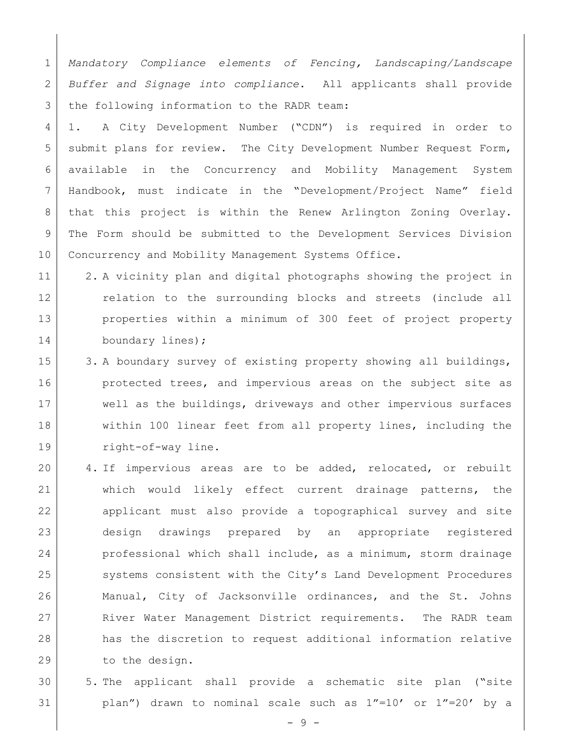*Mandatory Compliance elements of Fencing, Landscaping/Landscape Buffer and Signage into compliance*. All applicants shall provide the following information to the RADR team:

1. A City Development Number ("CDN") is required in order to submit plans for review. The City Development Number Request Form, available in the Concurrency and Mobility Management System Handbook, must indicate in the "Development/Project Name" field that this project is within the Renew Arlington Zoning Overlay. The Form should be submitted to the Development Services Division Concurrency and Mobility Management Systems Office.

2. A vicinity plan and digital photographs showing the project in relation to the surrounding blocks and streets (include all properties within a minimum of 300 feet of project property boundary lines);

3. A boundary survey of existing property showing all buildings, protected trees, and impervious areas on the subject site as well as the buildings, driveways and other impervious surfaces within 100 linear feet from all property lines, including the right-of-way line.

4. If impervious areas are to be added, relocated, or rebuilt which would likely effect current drainage patterns, the applicant must also provide a topographical survey and site design drawings prepared by an appropriate registered professional which shall include, as a minimum, storm drainage systems consistent with the City's Land Development Procedures Manual, City of Jacksonville ordinances, and the St. Johns River Water Management District requirements. The RADR team has the discretion to request additional information relative to the design.

5. The applicant shall provide a schematic site plan ("site plan") drawn to nominal scale such as 1"=10' or 1"=20' by a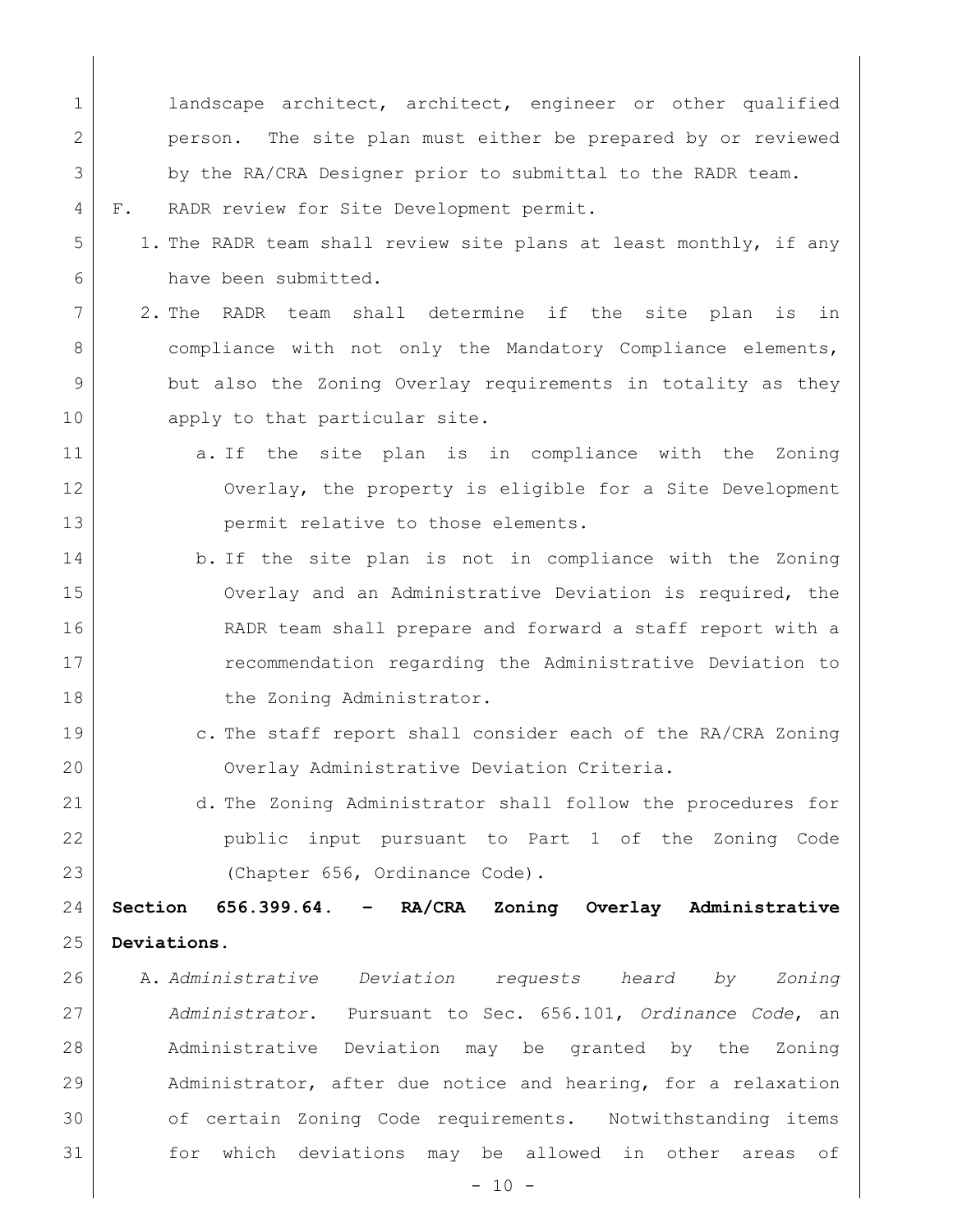landscape architect, architect, engineer or other qualified person. The site plan must either be prepared by or reviewed by the RA/CRA Designer prior to submittal to the RADR team.

F. RADR review for Site Development permit.

1. The RADR team shall review site plans at least monthly, if any have been submitted.
2. The RADR team shall determine if the site plan is in compliance with not only the Mandatory Compliance elements, but also the Zoning Overlay requirements in totality as they apply to that particular site.
   a. If the site plan is in compliance with the Zoning Overlay, the property is eligible for a Site Development permit relative to those elements.
   b. If the site plan is not in compliance with the Zoning Overlay and an Administrative Deviation is required, the RADR team shall prepare and forward a staff report with a recommendation regarding the Administrative Deviation to the Zoning Administrator.
   c. The staff report shall consider each of the RA/CRA Zoning Overlay Administrative Deviation Criteria.
   d. The Zoning Administrator shall follow the procedures for public input pursuant to Part 1 of the Zoning Code (Chapter 656, Ordinance Code).

**Section 656.399.64. – RA/CRA Zoning Overlay Administrative Deviations.**

A. *Administrative Deviation requests heard by Zoning Administrator*. Pursuant to Sec. 656.101, *Ordinance Code*, an Administrative Deviation may be granted by the Zoning Administrator, after due notice and hearing, for a relaxation of certain Zoning Code requirements. Notwithstanding items for which deviations may be allowed in other areas of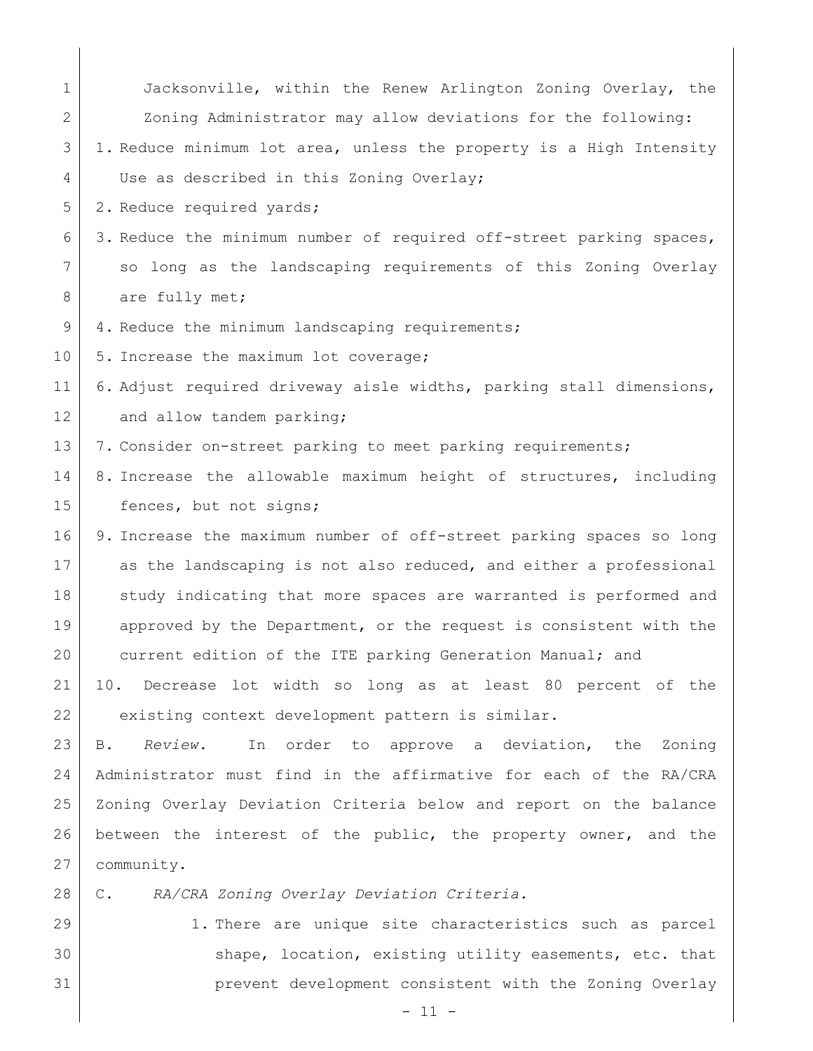Jacksonville, within the Renew Arlington Zoning Overlay, the Zoning Administrator may allow deviations for the following:

1. Reduce minimum lot area, unless the property is a High Intensity Use as described in this Zoning Overlay;
2. Reduce required yards;
3. Reduce the minimum number of required off-street parking spaces, so long as the landscaping requirements of this Zoning Overlay are fully met;
4. Reduce the minimum landscaping requirements;
5. Increase the maximum lot coverage;
6. Adjust required driveway aisle widths, parking stall dimensions, and allow tandem parking;
7. Consider on-street parking to meet parking requirements;
8. Increase the allowable maximum height of structures, including fences, but not signs;
9. Increase the maximum number of off-street parking spaces so long as the landscaping is not also reduced, and either a professional study indicating that more spaces are warranted is performed and approved by the Department, or the request is consistent with the current edition of the ITE parking Generation Manual; and
10. Decrease lot width so long as at least 80 percent of the existing context development pattern is similar.

B. *Review.* In order to approve a deviation, the Zoning Administrator must find in the affirmative for each of the RA/CRA Zoning Overlay Deviation Criteria below and report on the balance between the interest of the public, the property owner, and the community.

C. *RA/CRA Zoning Overlay Deviation Criteria.*

1. There are unique site characteristics such as parcel shape, location, existing utility easements, etc. that prevent development consistent with the Zoning Overlay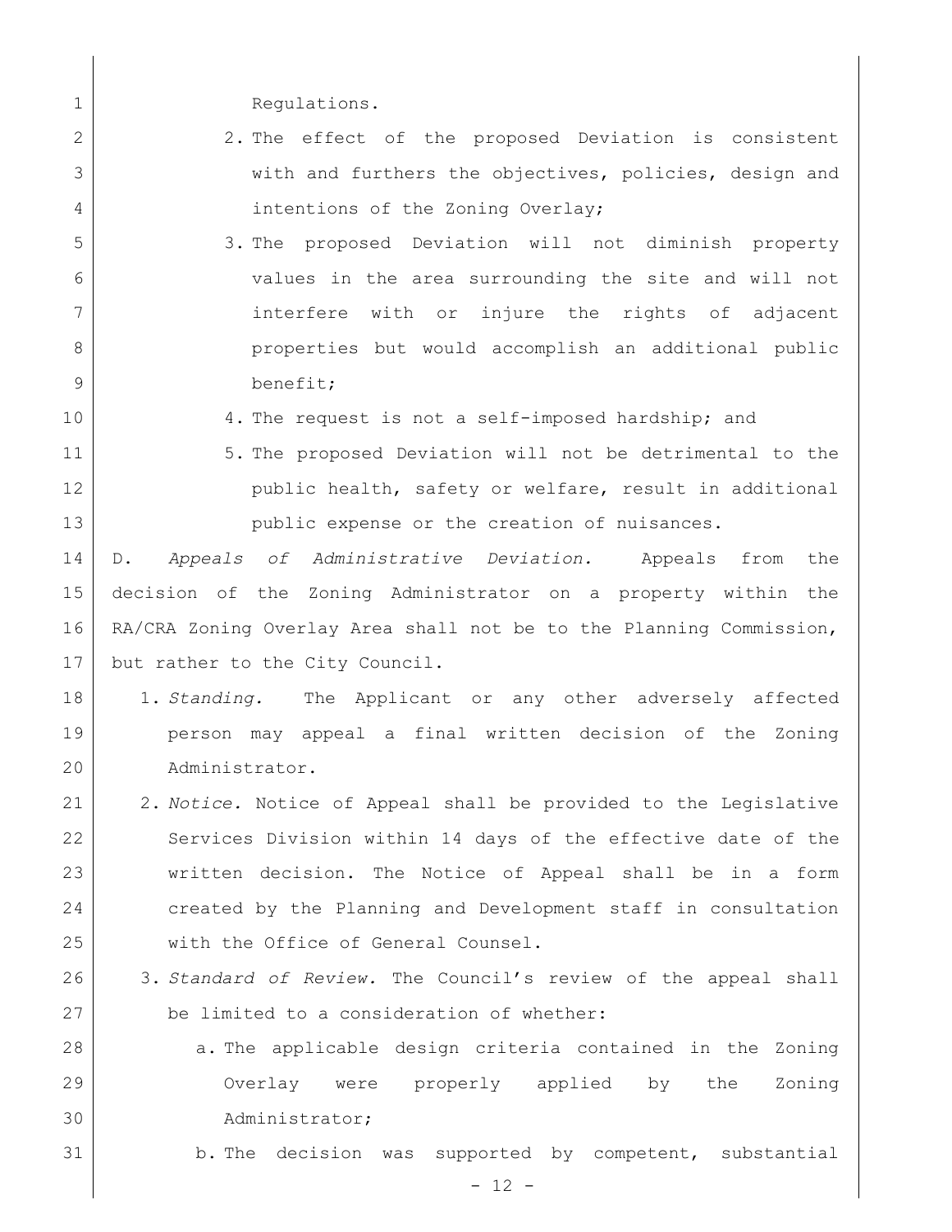Regulations.

2. The effect of the proposed Deviation is consistent with and furthers the objectives, policies, design and intentions of the Zoning Overlay;
3. The proposed Deviation will not diminish property values in the area surrounding the site and will not interfere with or injure the rights of adjacent properties but would accomplish an additional public benefit;
4. The request is not a self-imposed hardship; and
5. The proposed Deviation will not be detrimental to the public health, safety or welfare, result in additional public expense or the creation of nuisances.

D. *Appeals of Administrative Deviation.* Appeals from the decision of the Zoning Administrator on a property within the RA/CRA Zoning Overlay Area shall not be to the Planning Commission, but rather to the City Council.

1. *Standing.* The Applicant or any other adversely affected person may appeal a final written decision of the Zoning Administrator.
2. *Notice.* Notice of Appeal shall be provided to the Legislative Services Division within 14 days of the effective date of the written decision. The Notice of Appeal shall be in a form created by the Planning and Development staff in consultation with the Office of General Counsel.
3. *Standard of Review.* The Council's review of the appeal shall be limited to a consideration of whether:
   a. The applicable design criteria contained in the Zoning Overlay were properly applied by the Zoning Administrator;
   b. The decision was supported by competent, substantial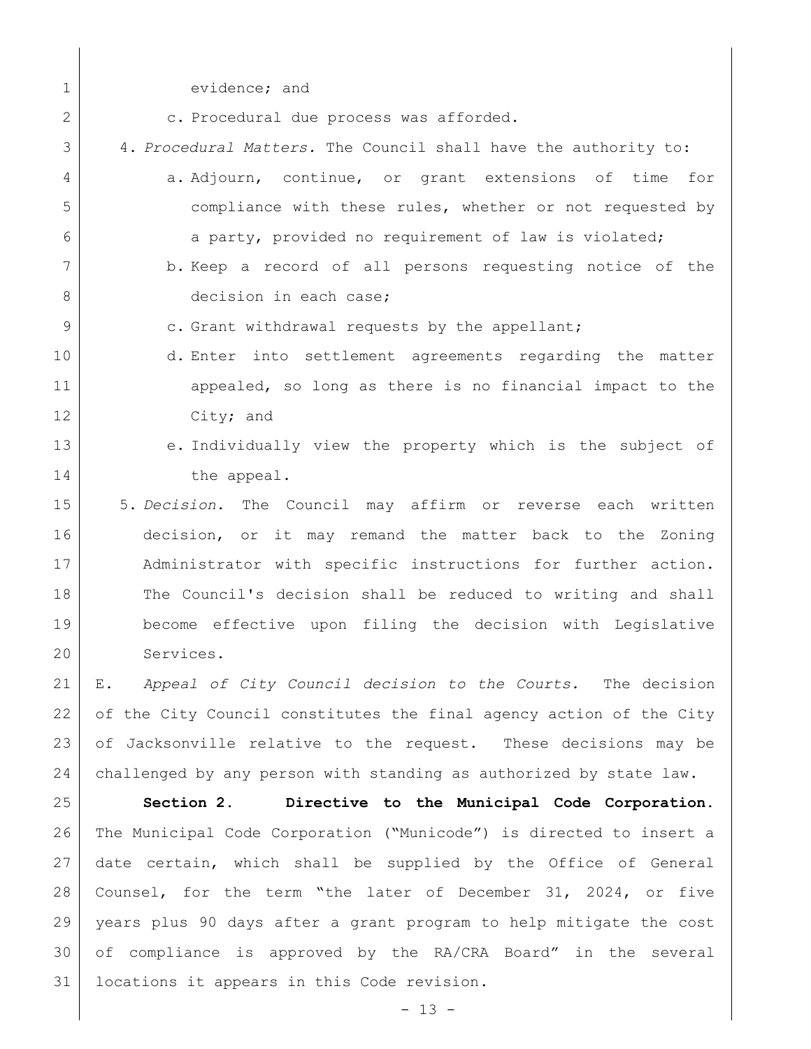evidence; and

c. Procedural due process was afforded.

4. *Procedural Matters.* The Council shall have the authority to:

   a. Adjourn, continue, or grant extensions of time for compliance with these rules, whether or not requested by a party, provided no requirement of law is violated;

   b. Keep a record of all persons requesting notice of the decision in each case;

   c. Grant withdrawal requests by the appellant;

   d. Enter into settlement agreements regarding the matter appealed, so long as there is no financial impact to the City; and

   e. Individually view the property which is the subject of the appeal.

5. *Decision.* The Council may affirm or reverse each written decision, or it may remand the matter back to the Zoning Administrator with specific instructions for further action. The Council's decision shall be reduced to writing and shall become effective upon filing the decision with Legislative Services.

E. *Appeal of City Council decision to the Courts.* The decision of the City Council constitutes the final agency action of the City of Jacksonville relative to the request. These decisions may be challenged by any person with standing as authorized by state law.

**Section 2. Directive to the Municipal Code Corporation.** The Municipal Code Corporation ("Municode") is directed to insert a date certain, which shall be supplied by the Office of General Counsel, for the term "the later of December 31, 2024, or five years plus 90 days after a grant program to help mitigate the cost of compliance is approved by the RA/CRA Board" in the several locations it appears in this Code revision.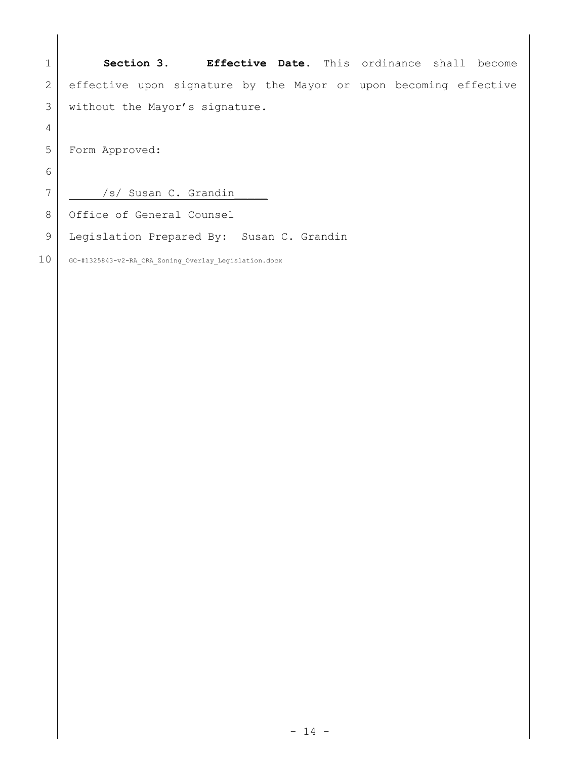**Section 3. Effective Date.** This ordinance shall become effective upon signature by the Mayor or upon becoming effective without the Mayor's signature.

Form Approved:

/s/ Susan C. Grandin

Office of General Counsel

Legislation Prepared By: Susan C. Grandin

GC-#1325843-v2-RA_CRA_Zoning_Overlay_Legislation.docx